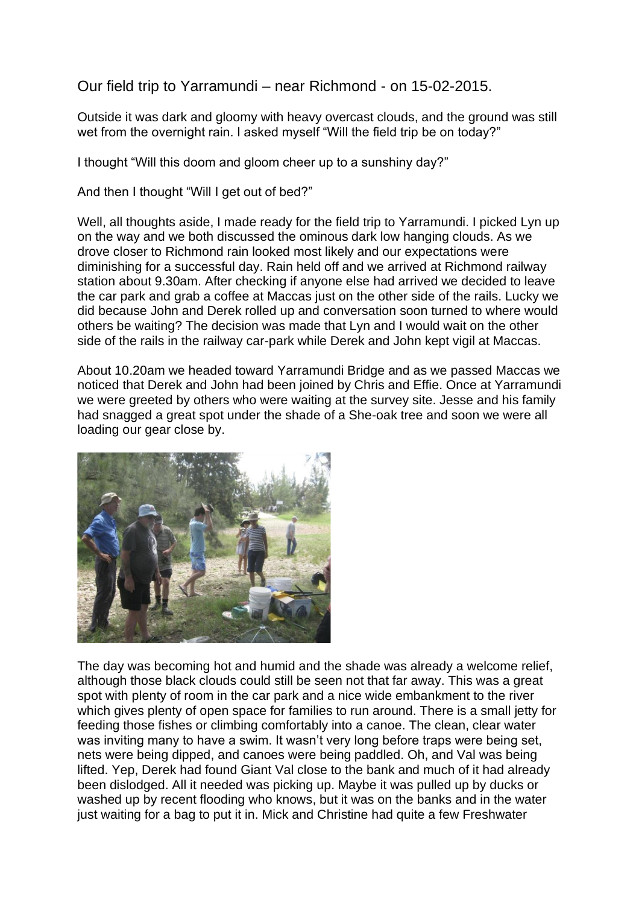Our field trip to Yarramundi – near Richmond - on 15-02-2015.

Outside it was dark and gloomy with heavy overcast clouds, and the ground was still wet from the overnight rain. I asked myself "Will the field trip be on today?"

I thought "Will this doom and gloom cheer up to a sunshiny day?"

And then I thought "Will I get out of bed?"

Well, all thoughts aside, I made ready for the field trip to Yarramundi. I picked Lyn up on the way and we both discussed the ominous dark low hanging clouds. As we drove closer to Richmond rain looked most likely and our expectations were diminishing for a successful day. Rain held off and we arrived at Richmond railway station about 9.30am. After checking if anyone else had arrived we decided to leave the car park and grab a coffee at Maccas just on the other side of the rails. Lucky we did because John and Derek rolled up and conversation soon turned to where would others be waiting? The decision was made that Lyn and I would wait on the other side of the rails in the railway car-park while Derek and John kept vigil at Maccas.

About 10.20am we headed toward Yarramundi Bridge and as we passed Maccas we noticed that Derek and John had been joined by Chris and Effie. Once at Yarramundi we were greeted by others who were waiting at the survey site. Jesse and his family had snagged a great spot under the shade of a She-oak tree and soon we were all loading our gear close by.

The day was becoming hot and humid and the shade was already a welcome relief, although those black clouds could still be seen not that far away. This was a great spot with plenty of room in the car park and a nice wide embankment to the river which gives plenty of open space for families to run around. There is a small jetty for feeding those fishes or climbing comfortably into a canoe. The clean, clear water was inviting many to have a swim. It wasn't very long before traps were being set, nets were being dipped, and canoes were being paddled. Oh, and Val was being lifted. Yep, Derek had found Giant Val close to the bank and much of it had already been dislodged. All it needed was picking up. Maybe it was pulled up by ducks or washed up by recent flooding who knows, but it was on the banks and in the water just waiting for a bag to put it in. Mick and Christine had quite a few Freshwater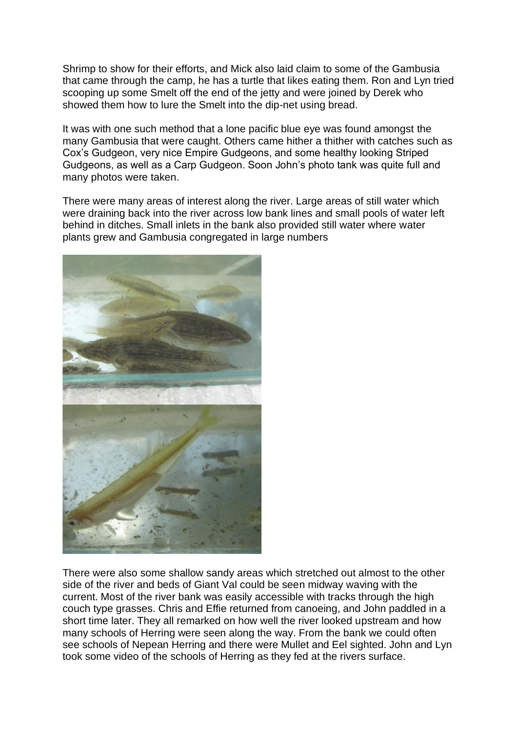Shrimp to show for their efforts, and Mick also laid claim to some of the Gambusia that came through the camp, he has a turtle that likes eating them. Ron and Lyn tried scooping up some Smelt off the end of the jetty and were joined by Derek who showed them how to lure the Smelt into the dip-net using bread.

It was with one such method that a lone pacific blue eye was found amongst the many Gambusia that were caught. Others came hither a thither with catches such as Cox's Gudgeon, very nice Empire Gudgeons, and some healthy looking Striped Gudgeons, as well as a Carp Gudgeon. Soon John's photo tank was quite full and many photos were taken.

There were many areas of interest along the river. Large areas of still water which were draining back into the river across low bank lines and small pools of water left behind in ditches. Small inlets in the bank also provided still water where water plants grew and Gambusia congregated in large numbers

There were also some shallow sandy areas which stretched out almost to the other side of the river and beds of Giant Val could be seen midway waving with the current. Most of the river bank was easily accessible with tracks through the high couch type grasses. Chris and Effie returned from canoeing, and John paddled in a short time later. They all remarked on how well the river looked upstream and how many schools of Herring were seen along the way. From the bank we could often see schools of Nepean Herring and there were Mullet and Eel sighted. John and Lyn took some video of the schools of Herring as they fed at the rivers surface.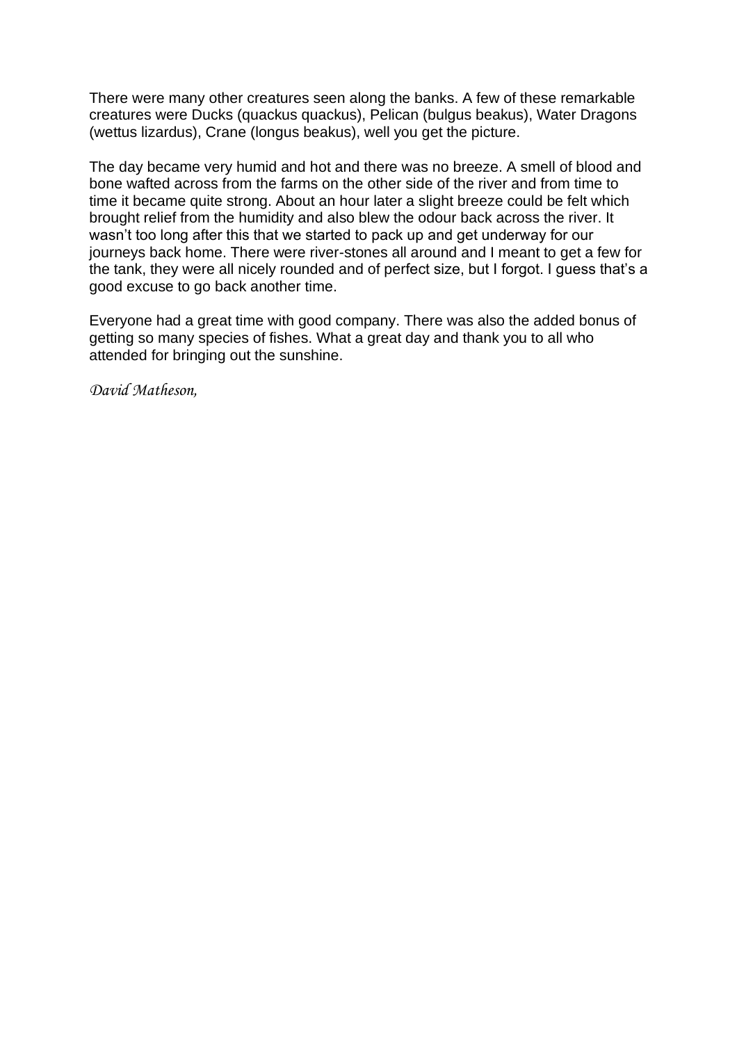There were many other creatures seen along the banks. A few of these remarkable creatures were Ducks (quackus quackus), Pelican (bulgus beakus), Water Dragons (wettus lizardus), Crane (longus beakus), well you get the picture.

The day became very humid and hot and there was no breeze. A smell of blood and bone wafted across from the farms on the other side of the river and from time to time it became quite strong. About an hour later a slight breeze could be felt which brought relief from the humidity and also blew the odour back across the river. It wasn't too long after this that we started to pack up and get underway for our journeys back home. There were river-stones all around and I meant to get a few for the tank, they were all nicely rounded and of perfect size, but I forgot. I guess that's a good excuse to go back another time.

Everyone had a great time with good company. There was also the added bonus of getting so many species of fishes. What a great day and thank you to all who attended for bringing out the sunshine.

*David Matheson,*